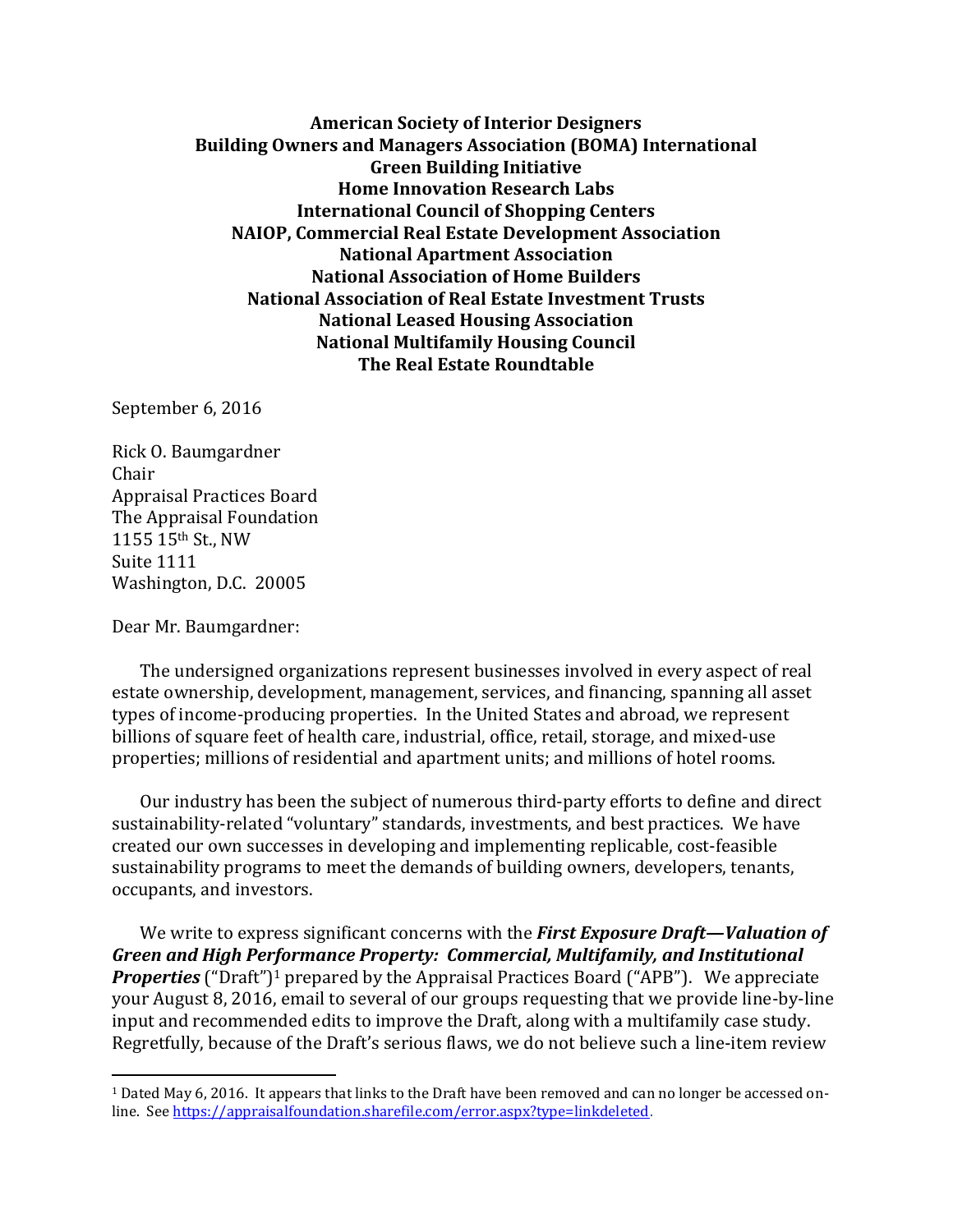**American Society of Interior Designers**
**Building Owners and Managers Association (BOMA) International**
**Green Building Initiative**
**Home Innovation Research Labs**
**International Council of Shopping Centers**
**NAIOP, Commercial Real Estate Development Association**
**National Apartment Association**
**National Association of Home Builders**
**National Association of Real Estate Investment Trusts**
**National Leased Housing Association**
**National Multifamily Housing Council**
**The Real Estate Roundtable**

September 6, 2016

Rick O. Baumgardner
Chair
Appraisal Practices Board
The Appraisal Foundation
1155 15th St., NW
Suite 1111
Washington, D.C. 20005

Dear Mr. Baumgardner:

The undersigned organizations represent businesses involved in every aspect of real estate ownership, development, management, services, and financing, spanning all asset types of income-producing properties. In the United States and abroad, we represent billions of square feet of health care, industrial, office, retail, storage, and mixed-use properties; millions of residential and apartment units; and millions of hotel rooms.

Our industry has been the subject of numerous third-party efforts to define and direct sustainability-related "voluntary" standards, investments, and best practices. We have created our own successes in developing and implementing replicable, cost-feasible sustainability programs to meet the demands of building owners, developers, tenants, occupants, and investors.

We write to express significant concerns with the ***First Exposure Draft—Valuation of Green and High Performance Property: Commercial, Multifamily, and Institutional Properties*** ("Draft")[1] prepared by the Appraisal Practices Board ("APB"). We appreciate your August 8, 2016, email to several of our groups requesting that we provide line-by-line input and recommended edits to improve the Draft, along with a multifamily case study. Regretfully, because of the Draft's serious flaws, we do not believe such a line-item review

[1] Dated May 6, 2016. It appears that links to the Draft have been removed and can no longer be accessed on-line. See https://appraisalfoundation.sharefile.com/error.aspx?type=linkdeleted.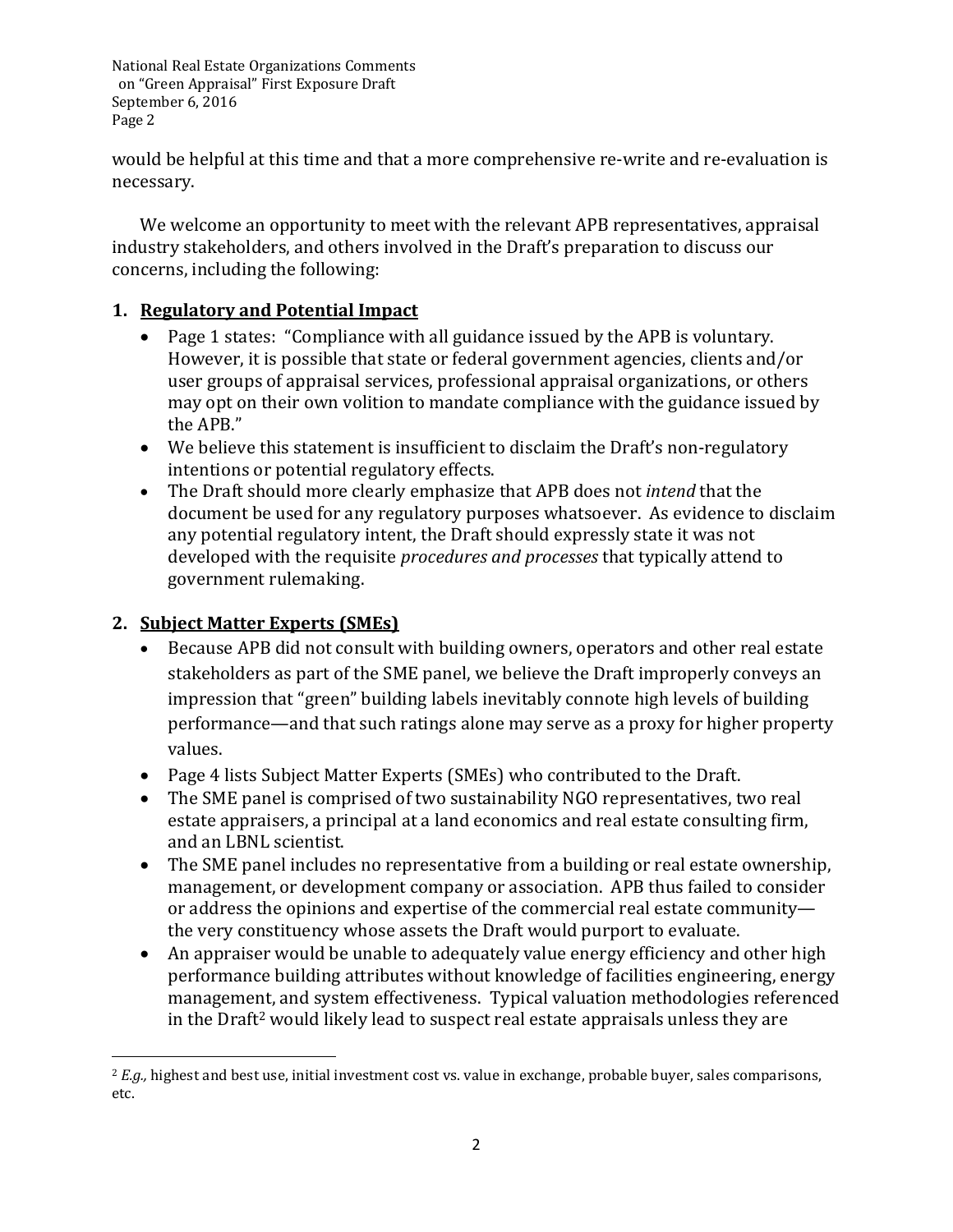would be helpful at this time and that a more comprehensive re-write and re-evaluation is necessary.

We welcome an opportunity to meet with the relevant APB representatives, appraisal industry stakeholders, and others involved in the Draft's preparation to discuss our concerns, including the following:

## 1. Regulatory and Potential Impact

- Page 1 states: "Compliance with all guidance issued by the APB is voluntary. However, it is possible that state or federal government agencies, clients and/or user groups of appraisal services, professional appraisal organizations, or others may opt on their own volition to mandate compliance with the guidance issued by the APB."
- We believe this statement is insufficient to disclaim the Draft's non-regulatory intentions or potential regulatory effects.
- The Draft should more clearly emphasize that APB does not *intend* that the document be used for any regulatory purposes whatsoever. As evidence to disclaim any potential regulatory intent, the Draft should expressly state it was not developed with the requisite *procedures and processes* that typically attend to government rulemaking.

## 2. Subject Matter Experts (SMEs)

- Because APB did not consult with building owners, operators and other real estate stakeholders as part of the SME panel, we believe the Draft improperly conveys an impression that "green" building labels inevitably connote high levels of building performance—and that such ratings alone may serve as a proxy for higher property values.
- Page 4 lists Subject Matter Experts (SMEs) who contributed to the Draft.
- The SME panel is comprised of two sustainability NGO representatives, two real estate appraisers, a principal at a land economics and real estate consulting firm, and an LBNL scientist.
- The SME panel includes no representative from a building or real estate ownership, management, or development company or association. APB thus failed to consider or address the opinions and expertise of the commercial real estate community—the very constituency whose assets the Draft would purport to evaluate.
- An appraiser would be unable to adequately value energy efficiency and other high performance building attributes without knowledge of facilities engineering, energy management, and system effectiveness. Typical valuation methodologies referenced in the Draft[2] would likely lead to suspect real estate appraisals unless they are

[2] *E.g.,* highest and best use, initial investment cost vs. value in exchange, probable buyer, sales comparisons, etc.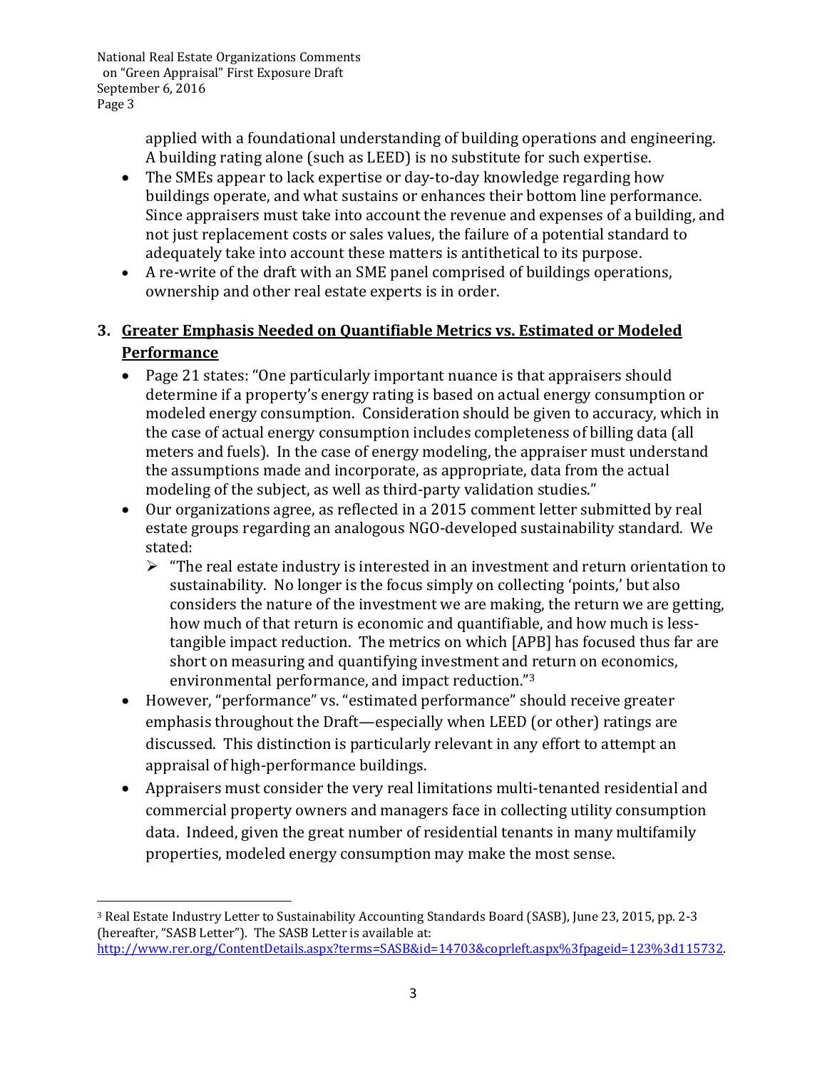applied with a foundational understanding of building operations and engineering. A building rating alone (such as LEED) is no substitute for such expertise.

- The SMEs appear to lack expertise or day-to-day knowledge regarding how buildings operate, and what sustains or enhances their bottom line performance. Since appraisers must take into account the revenue and expenses of a building, and not just replacement costs or sales values, the failure of a potential standard to adequately take into account these matters is antithetical to its purpose.
- A re-write of the draft with an SME panel comprised of buildings operations, ownership and other real estate experts is in order.

### 3. <u>Greater Emphasis Needed on Quantifiable Metrics vs. Estimated or Modeled Performance</u>

- Page 21 states: "One particularly important nuance is that appraisers should determine if a property's energy rating is based on actual energy consumption or modeled energy consumption. Consideration should be given to accuracy, which in the case of actual energy consumption includes completeness of billing data (all meters and fuels). In the case of energy modeling, the appraiser must understand the assumptions made and incorporate, as appropriate, data from the actual modeling of the subject, as well as third-party validation studies."
- Our organizations agree, as reflected in a 2015 comment letter submitted by real estate groups regarding an analogous NGO-developed sustainability standard. We stated:
  - "The real estate industry is interested in an investment and return orientation to sustainability. No longer is the focus simply on collecting 'points,' but also considers the nature of the investment we are making, the return we are getting, how much of that return is economic and quantifiable, and how much is less-tangible impact reduction. The metrics on which [APB] has focused thus far are short on measuring and quantifying investment and return on economics, environmental performance, and impact reduction."[3]
- However, "performance" vs. "estimated performance" should receive greater emphasis throughout the Draft—especially when LEED (or other) ratings are discussed. This distinction is particularly relevant in any effort to attempt an appraisal of high-performance buildings.
- Appraisers must consider the very real limitations multi-tenanted residential and commercial property owners and managers face in collecting utility consumption data. Indeed, given the great number of residential tenants in many multifamily properties, modeled energy consumption may make the most sense.

---

[3] Real Estate Industry Letter to Sustainability Accounting Standards Board (SASB), June 23, 2015, pp. 2-3 (hereafter, "SASB Letter"). The SASB Letter is available at: http://www.rer.org/ContentDetails.aspx?terms=SASB&id=14703&coprleft.aspx%3fpageid=123%3d115732.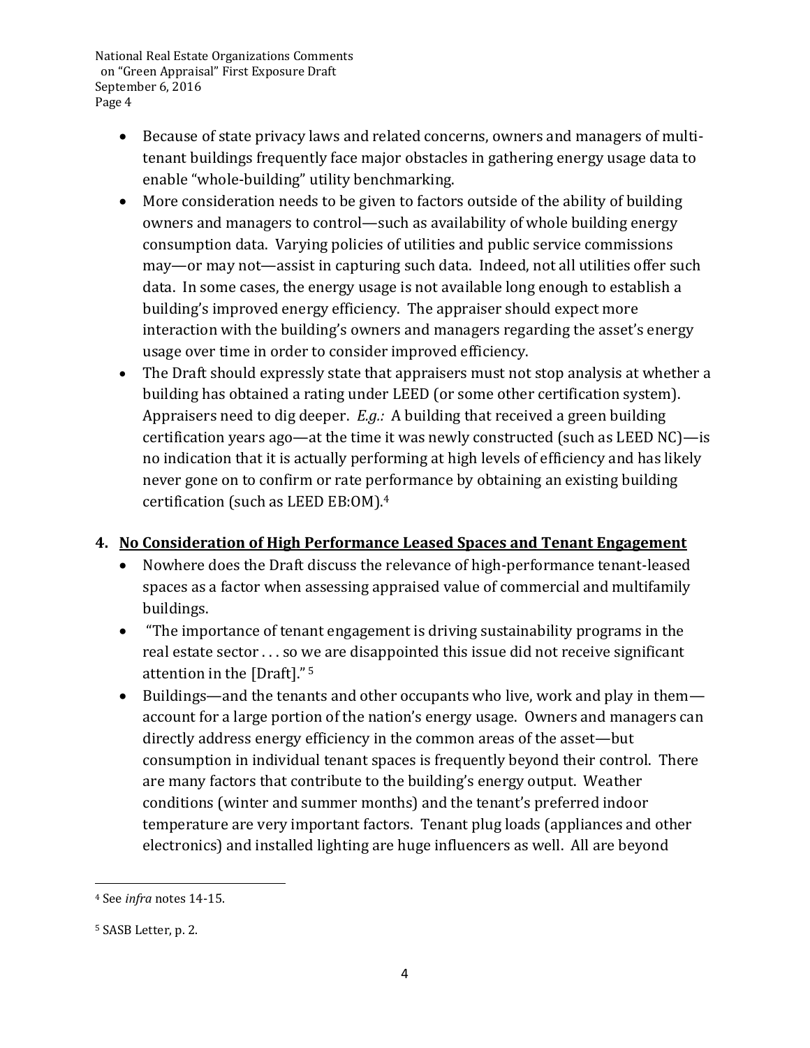- Because of state privacy laws and related concerns, owners and managers of multi-tenant buildings frequently face major obstacles in gathering energy usage data to enable "whole-building" utility benchmarking.
- More consideration needs to be given to factors outside of the ability of building owners and managers to control—such as availability of whole building energy consumption data. Varying policies of utilities and public service commissions may—or may not—assist in capturing such data. Indeed, not all utilities offer such data. In some cases, the energy usage is not available long enough to establish a building's improved energy efficiency. The appraiser should expect more interaction with the building's owners and managers regarding the asset's energy usage over time in order to consider improved efficiency.
- The Draft should expressly state that appraisers must not stop analysis at whether a building has obtained a rating under LEED (or some other certification system). Appraisers need to dig deeper. *E.g.:* A building that received a green building certification years ago—at the time it was newly constructed (such as LEED NC)—is no indication that it is actually performing at high levels of efficiency and has likely never gone on to confirm or rate performance by obtaining an existing building certification (such as LEED EB:OM).[4]

## 4. No Consideration of High Performance Leased Spaces and Tenant Engagement

- Nowhere does the Draft discuss the relevance of high-performance tenant-leased spaces as a factor when assessing appraised value of commercial and multifamily buildings.
- "The importance of tenant engagement is driving sustainability programs in the real estate sector . . . so we are disappointed this issue did not receive significant attention in the [Draft]."[5]
- Buildings—and the tenants and other occupants who live, work and play in them—account for a large portion of the nation's energy usage. Owners and managers can directly address energy efficiency in the common areas of the asset—but consumption in individual tenant spaces is frequently beyond their control. There are many factors that contribute to the building's energy output. Weather conditions (winter and summer months) and the tenant's preferred indoor temperature are very important factors. Tenant plug loads (appliances and other electronics) and installed lighting are huge influencers as well. All are beyond

---

[4] See *infra* notes 14-15.

[5] SASB Letter, p. 2.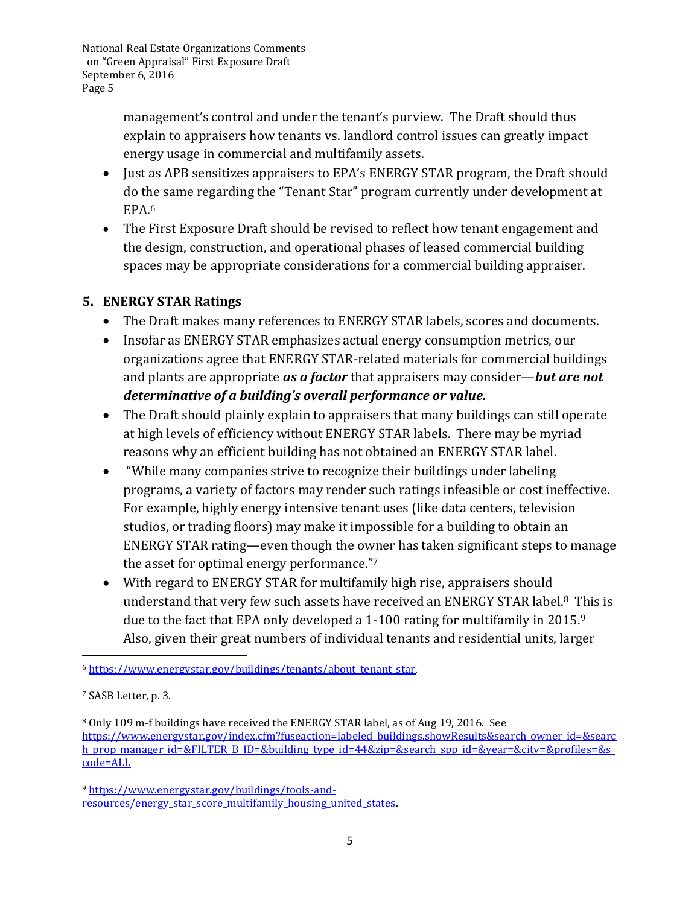management's control and under the tenant's purview. The Draft should thus explain to appraisers how tenants vs. landlord control issues can greatly impact energy usage in commercial and multifamily assets.

- Just as APB sensitizes appraisers to EPA's ENERGY STAR program, the Draft should do the same regarding the "Tenant Star" program currently under development at EPA.[6]
- The First Exposure Draft should be revised to reflect how tenant engagement and the design, construction, and operational phases of leased commercial building spaces may be appropriate considerations for a commercial building appraiser.

## 5. ENERGY STAR Ratings

- The Draft makes many references to ENERGY STAR labels, scores and documents.
- Insofar as ENERGY STAR emphasizes actual energy consumption metrics, our organizations agree that ENERGY STAR-related materials for commercial buildings and plants are appropriate ***as a factor*** that appraisers may consider—***but are not determinative of a building's overall performance or value.***
- The Draft should plainly explain to appraisers that many buildings can still operate at high levels of efficiency without ENERGY STAR labels. There may be myriad reasons why an efficient building has not obtained an ENERGY STAR label.
- "While many companies strive to recognize their buildings under labeling programs, a variety of factors may render such ratings infeasible or cost ineffective. For example, highly energy intensive tenant uses (like data centers, television studios, or trading floors) may make it impossible for a building to obtain an ENERGY STAR rating—even though the owner has taken significant steps to manage the asset for optimal energy performance."[7]
- With regard to ENERGY STAR for multifamily high rise, appraisers should understand that very few such assets have received an ENERGY STAR label.[8] This is due to the fact that EPA only developed a 1-100 rating for multifamily in 2015.[9] Also, given their great numbers of individual tenants and residential units, larger

---

[6] https://www.energystar.gov/buildings/tenants/about_tenant_star.

[7] SASB Letter, p. 3.

[8] Only 109 m-f buildings have received the ENERGY STAR label, as of Aug 19, 2016. See https://www.energystar.gov/index.cfm?fuseaction=labeled_buildings.showResults&search_owner_id=&search_prop_manager_id=&FILTER_B_ID=&building_type_id=44&zip=&search_spp_id=&year=&city=&profiles=&s_code=ALL

[9] https://www.energystar.gov/buildings/tools-and-resources/energy_star_score_multifamily_housing_united_states.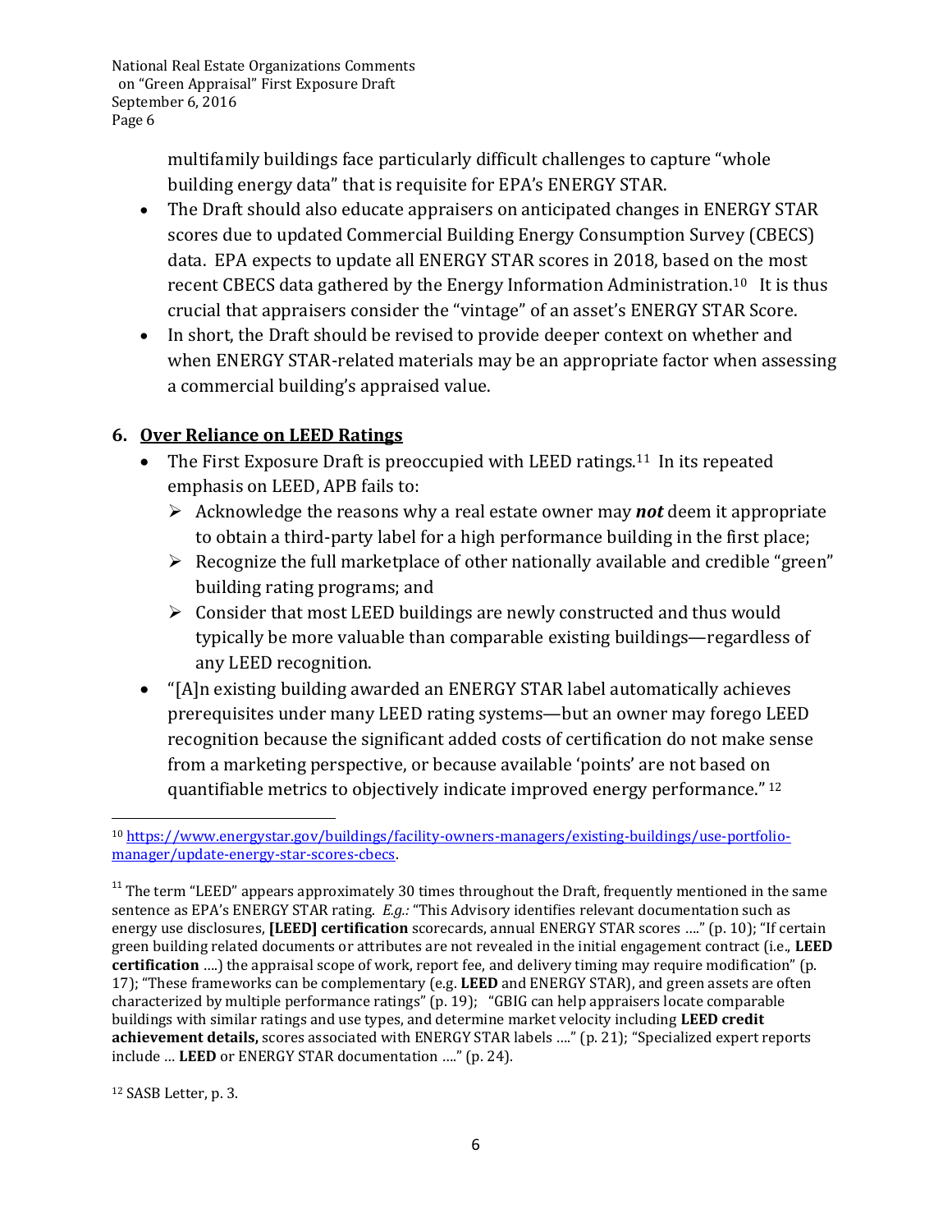multifamily buildings face particularly difficult challenges to capture "whole building energy data" that is requisite for EPA's ENERGY STAR.

- The Draft should also educate appraisers on anticipated changes in ENERGY STAR scores due to updated Commercial Building Energy Consumption Survey (CBECS) data. EPA expects to update all ENERGY STAR scores in 2018, based on the most recent CBECS data gathered by the Energy Information Administration.[10] It is thus crucial that appraisers consider the "vintage" of an asset's ENERGY STAR Score.
- In short, the Draft should be revised to provide deeper context on whether and when ENERGY STAR-related materials may be an appropriate factor when assessing a commercial building's appraised value.

## 6. <u>Over Reliance on LEED Ratings</u>

- The First Exposure Draft is preoccupied with LEED ratings.[11] In its repeated emphasis on LEED, APB fails to:
  - Acknowledge the reasons why a real estate owner may ***not*** deem it appropriate to obtain a third-party label for a high performance building in the first place;
  - Recognize the full marketplace of other nationally available and credible "green" building rating programs; and
  - Consider that most LEED buildings are newly constructed and thus would typically be more valuable than comparable existing buildings—regardless of any LEED recognition.
- "[A]n existing building awarded an ENERGY STAR label automatically achieves prerequisites under many LEED rating systems—but an owner may forego LEED recognition because the significant added costs of certification do not make sense from a marketing perspective, or because available 'points' are not based on quantifiable metrics to objectively indicate improved energy performance." [12]

---

[10] https://www.energystar.gov/buildings/facility-owners-managers/existing-buildings/use-portfolio-manager/update-energy-star-scores-cbecs.

[11] The term "LEED" appears approximately 30 times throughout the Draft, frequently mentioned in the same sentence as EPA's ENERGY STAR rating. *E.g.:* "This Advisory identifies relevant documentation such as energy use disclosures, **[LEED] certification** scorecards, annual ENERGY STAR scores …." (p. 10); "If certain green building related documents or attributes are not revealed in the initial engagement contract (i.e., **LEED certification** ….) the appraisal scope of work, report fee, and delivery timing may require modification" (p. 17); "These frameworks can be complementary (e.g. **LEED** and ENERGY STAR), and green assets are often characterized by multiple performance ratings" (p. 19); "GBIG can help appraisers locate comparable buildings with similar ratings and use types, and determine market velocity including **LEED credit achievement details,** scores associated with ENERGY STAR labels …." (p. 21); "Specialized expert reports include … **LEED** or ENERGY STAR documentation …." (p. 24).

[12] SASB Letter, p. 3.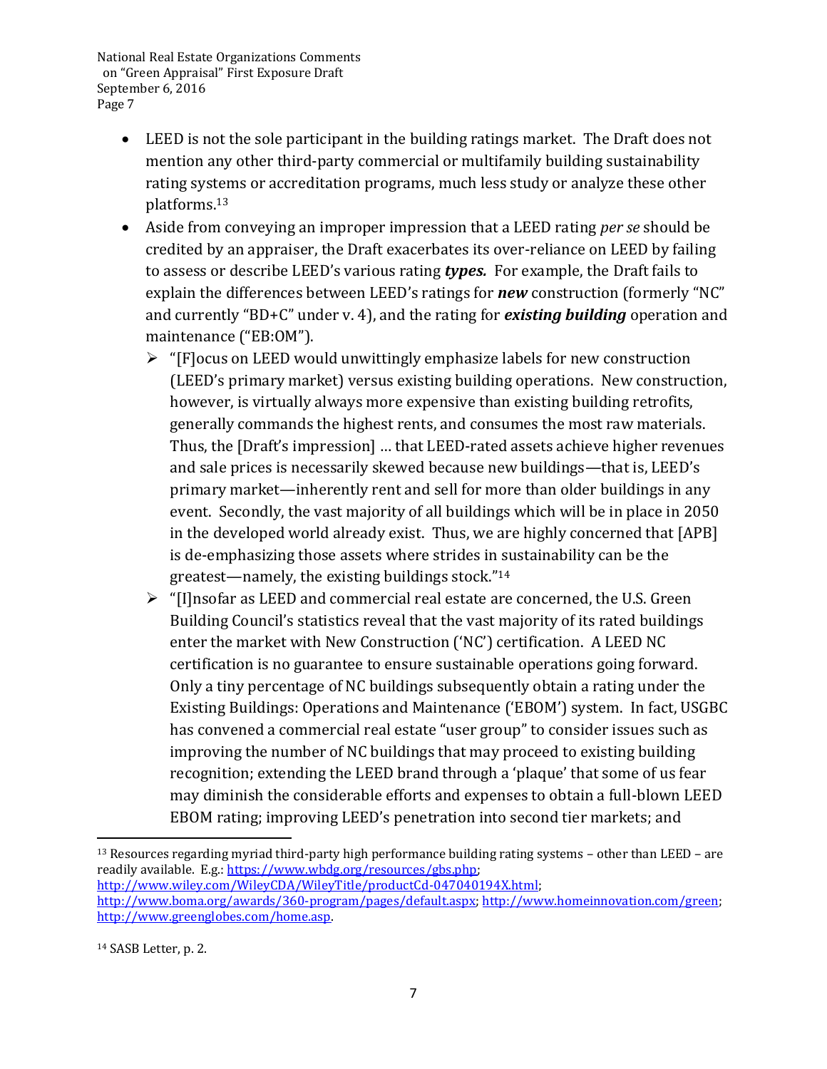- LEED is not the sole participant in the building ratings market. The Draft does not mention any other third-party commercial or multifamily building sustainability rating systems or accreditation programs, much less study or analyze these other platforms.[13]
- Aside from conveying an improper impression that a LEED rating *per se* should be credited by an appraiser, the Draft exacerbates its over-reliance on LEED by failing to assess or describe LEED's various rating ***types.*** For example, the Draft fails to explain the differences between LEED's ratings for ***new*** construction (formerly "NC" and currently "BD+C" under v. 4), and the rating for ***existing building*** operation and maintenance ("EB:OM").
  - "[F]ocus on LEED would unwittingly emphasize labels for new construction (LEED's primary market) versus existing building operations. New construction, however, is virtually always more expensive than existing building retrofits, generally commands the highest rents, and consumes the most raw materials. Thus, the [Draft's impression] … that LEED-rated assets achieve higher revenues and sale prices is necessarily skewed because new buildings—that is, LEED's primary market—inherently rent and sell for more than older buildings in any event. Secondly, the vast majority of all buildings which will be in place in 2050 in the developed world already exist. Thus, we are highly concerned that [APB] is de-emphasizing those assets where strides in sustainability can be the greatest—namely, the existing buildings stock."[14]
  - "[I]nsofar as LEED and commercial real estate are concerned, the U.S. Green Building Council's statistics reveal that the vast majority of its rated buildings enter the market with New Construction ('NC') certification. A LEED NC certification is no guarantee to ensure sustainable operations going forward. Only a tiny percentage of NC buildings subsequently obtain a rating under the Existing Buildings: Operations and Maintenance ('EBOM') system. In fact, USGBC has convened a commercial real estate "user group" to consider issues such as improving the number of NC buildings that may proceed to existing building recognition; extending the LEED brand through a 'plaque' that some of us fear may diminish the considerable efforts and expenses to obtain a full-blown LEED EBOM rating; improving LEED's penetration into second tier markets; and

---

[13] Resources regarding myriad third-party high performance building rating systems – other than LEED – are readily available. E.g.: https://www.wbdg.org/resources/gbs.php; http://www.wiley.com/WileyCDA/WileyTitle/productCd-047040194X.html; http://www.boma.org/awards/360-program/pages/default.aspx; http://www.homeinnovation.com/green; http://www.greenglobes.com/home.asp.

[14] SASB Letter, p. 2.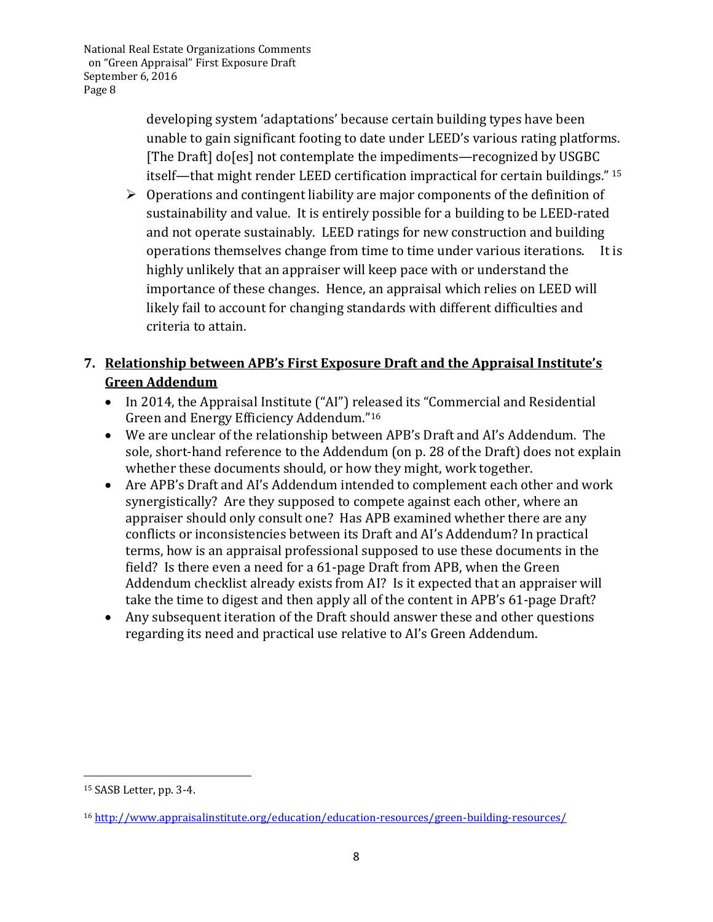developing system 'adaptations' because certain building types have been unable to gain significant footing to date under LEED's various rating platforms. [The Draft] do[es] not contemplate the impediments—recognized by USGBC itself—that might render LEED certification impractical for certain buildings." [15]

- Operations and contingent liability are major components of the definition of sustainability and value. It is entirely possible for a building to be LEED-rated and not operate sustainably. LEED ratings for new construction and building operations themselves change from time to time under various iterations. It is highly unlikely that an appraiser will keep pace with or understand the importance of these changes. Hence, an appraisal which relies on LEED will likely fail to account for changing standards with different difficulties and criteria to attain.

## 7. Relationship between APB's First Exposure Draft and the Appraisal Institute's Green Addendum

- In 2014, the Appraisal Institute ("AI") released its "Commercial and Residential Green and Energy Efficiency Addendum."[16]
- We are unclear of the relationship between APB's Draft and AI's Addendum. The sole, short-hand reference to the Addendum (on p. 28 of the Draft) does not explain whether these documents should, or how they might, work together.
- Are APB's Draft and AI's Addendum intended to complement each other and work synergistically? Are they supposed to compete against each other, where an appraiser should only consult one? Has APB examined whether there are any conflicts or inconsistencies between its Draft and AI's Addendum? In practical terms, how is an appraisal professional supposed to use these documents in the field? Is there even a need for a 61-page Draft from APB, when the Green Addendum checklist already exists from AI? Is it expected that an appraiser will take the time to digest and then apply all of the content in APB's 61-page Draft?
- Any subsequent iteration of the Draft should answer these and other questions regarding its need and practical use relative to AI's Green Addendum.

---

[15] SASB Letter, pp. 3-4.

[16] http://www.appraisalinstitute.org/education/education-resources/green-building-resources/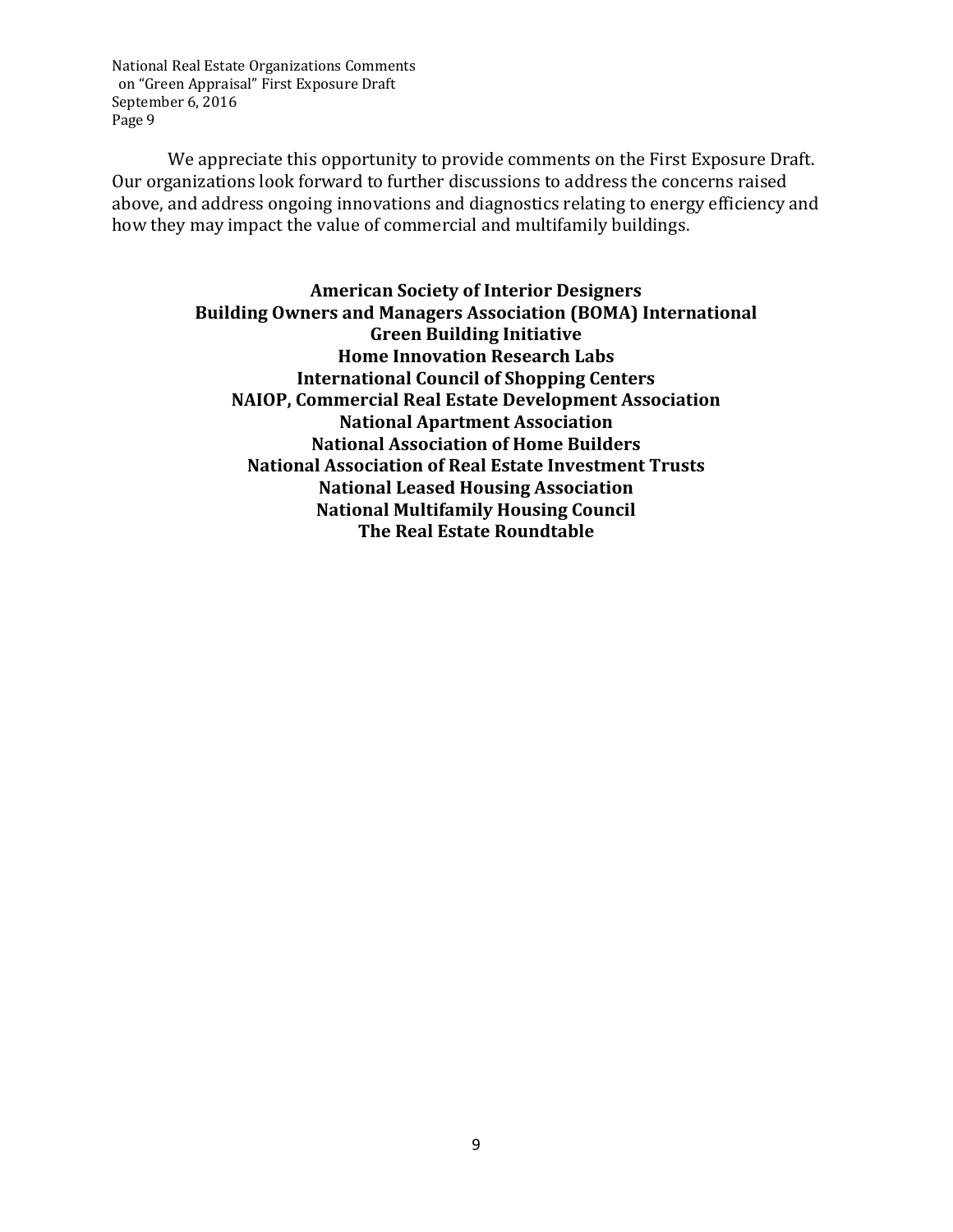We appreciate this opportunity to provide comments on the First Exposure Draft. Our organizations look forward to further discussions to address the concerns raised above, and address ongoing innovations and diagnostics relating to energy efficiency and how they may impact the value of commercial and multifamily buildings.

**American Society of Interior Designers**
**Building Owners and Managers Association (BOMA) International**
**Green Building Initiative**
**Home Innovation Research Labs**
**International Council of Shopping Centers**
**NAIOP, Commercial Real Estate Development Association**
**National Apartment Association**
**National Association of Home Builders**
**National Association of Real Estate Investment Trusts**
**National Leased Housing Association**
**National Multifamily Housing Council**
**The Real Estate Roundtable**